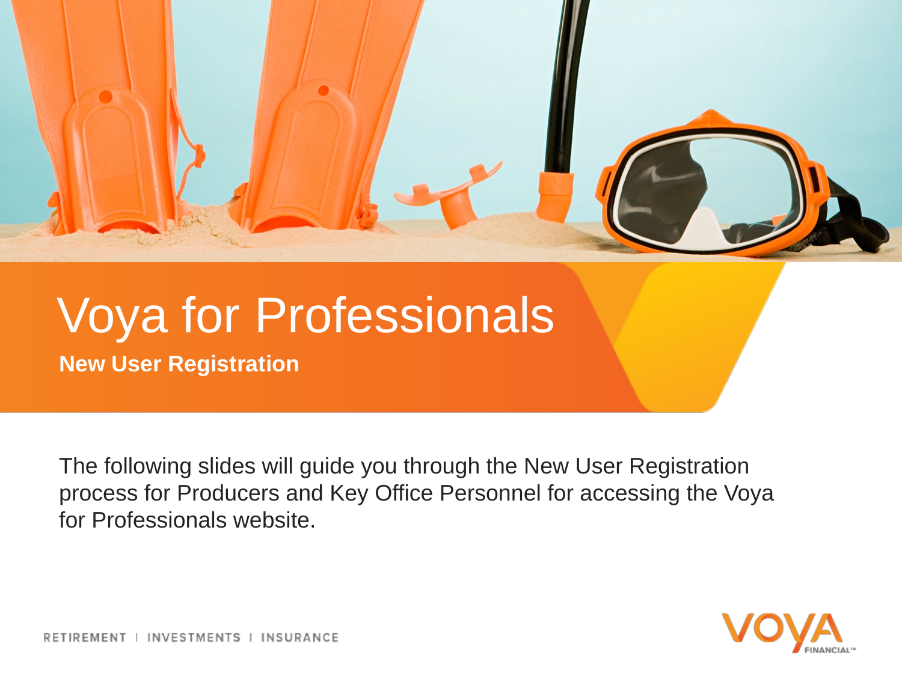# Voya for Professionals

**New User Registration**

The following slides will guide you through the New User Registration process for Producers and Key Office Personnel for accessing the Voya for Professionals website.

RETIREMENT | INVESTMENTS | INSURANCE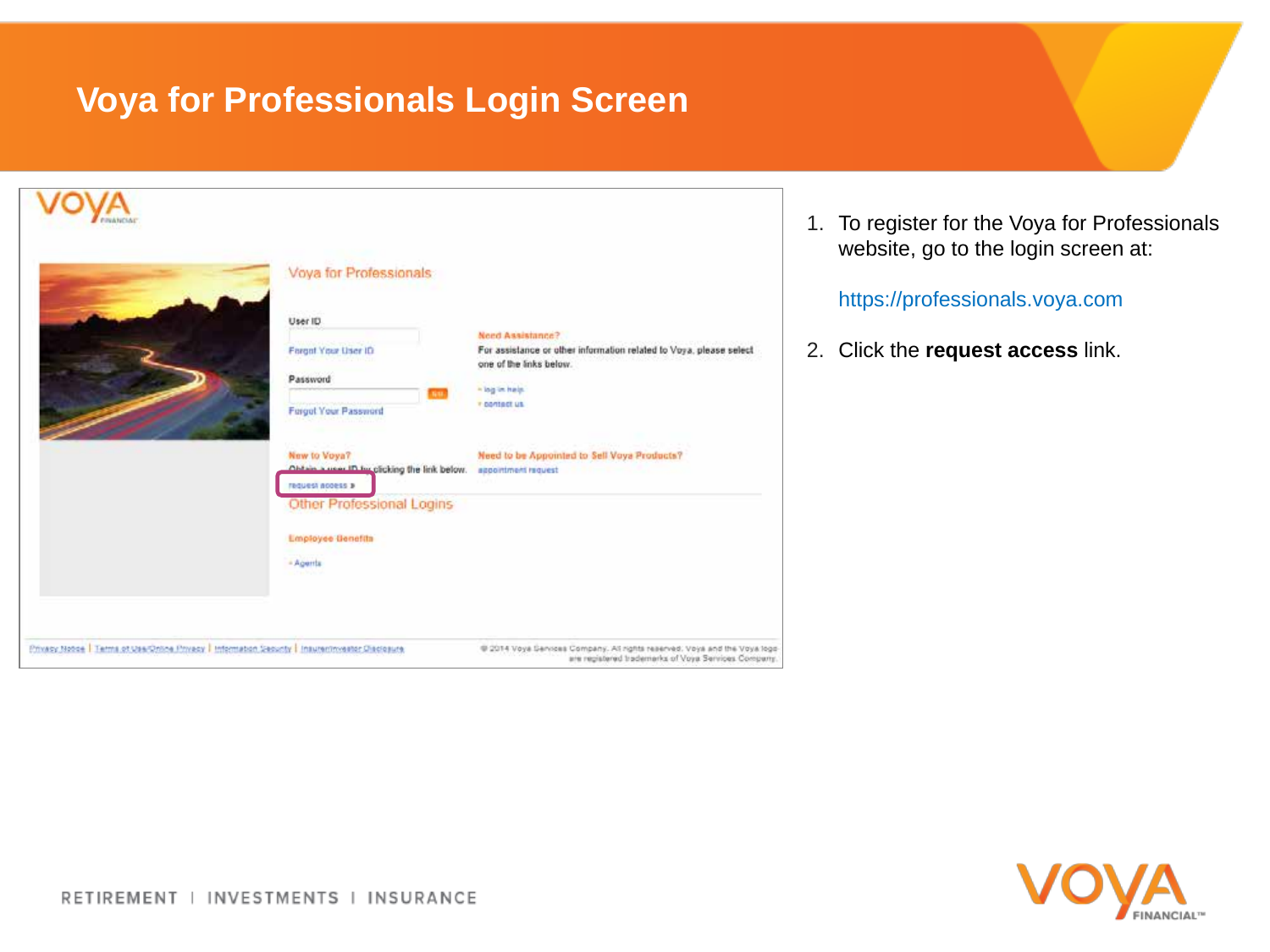# Voya for Professionals Login Screen

1. To register for the Voya for Professionals website, go to the login screen at:

   https://professionals.voya.com

2. Click the **request access** link.

RETIREMENT | INVESTMENTS | INSURANCE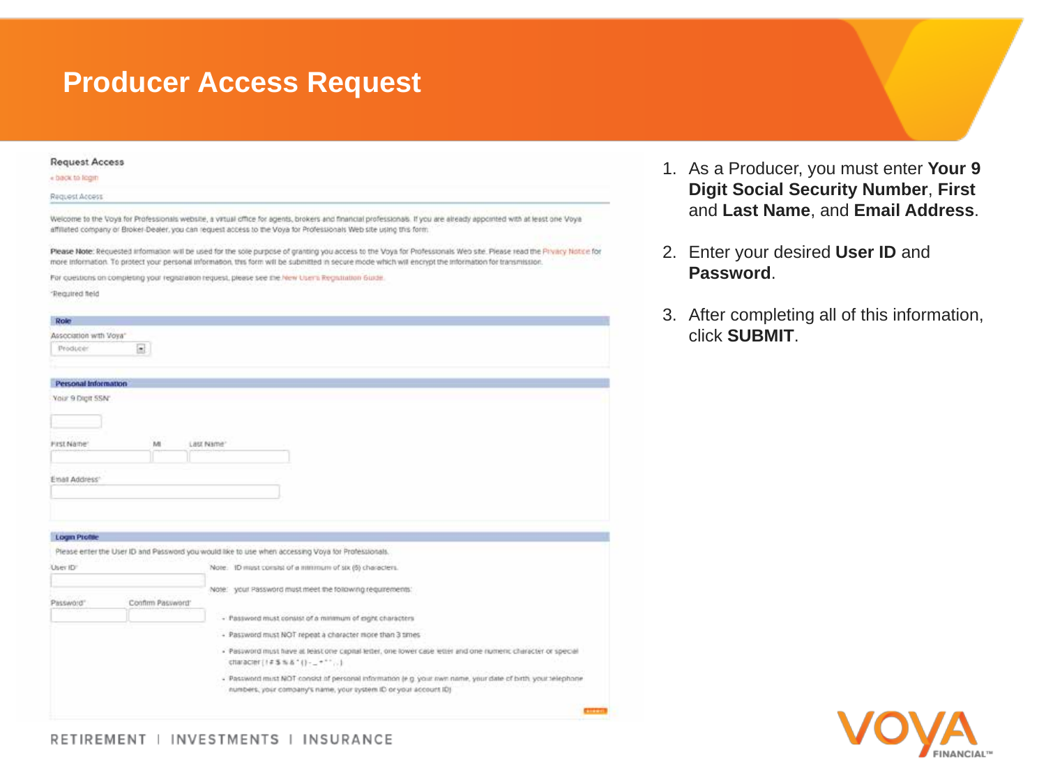# Producer Access Request

**Request Access**

« back to login

Request Access

Welcome to the Voya for Professionals website, a virtual office for agents, brokers and financial professionals. If you are already appointed with at least one Voya affiliated company or Broker-Dealer, you can request access to the Voya for Professionals Web site using this form.

**Please Note:** Requested information will be used for the sole purpose of granting you access to the Voya for Professionals Web site. Please read the Privacy Notice for more information. To protect your personal information, this form will be submitted in secure mode which will encrypt the information for transmission.

For questions on completing your registration request, please see the New User's Registration Guide.

*Required field

**Role**

Association with Voya*

Producer

**Personal Information**

Your 9 Digit SSN*

First Name* MI Last Name*

Email Address*

**Login Profile**

Please enter the User ID and Password you would like to use when accessing Voya for Professionals.

User ID*

Note: ID must consist of a minimum of six (6) characters.

Password* Confirm Password*

Note: your Password must meet the following requirements:

- Password must consist of a minimum of eight characters
- Password must NOT repeat a character more than 3 times
- Password must have at least one capital letter, one lower case letter and one numeric character or special character (! # $ % & * ( ) - _ + " ' , . )
- Password must NOT consist of personal information (e.g. your own name, your date of birth, your telephone numbers, your company's name, your system ID or your account ID)

SUBMIT

1. As a Producer, you must enter **Your 9 Digit Social Security Number**, **First** and **Last Name**, and **Email Address**.
2. Enter your desired **User ID** and **Password**.
3. After completing all of this information, click **SUBMIT**.

RETIREMENT | INVESTMENTS | INSURANCE

VOYA FINANCIAL™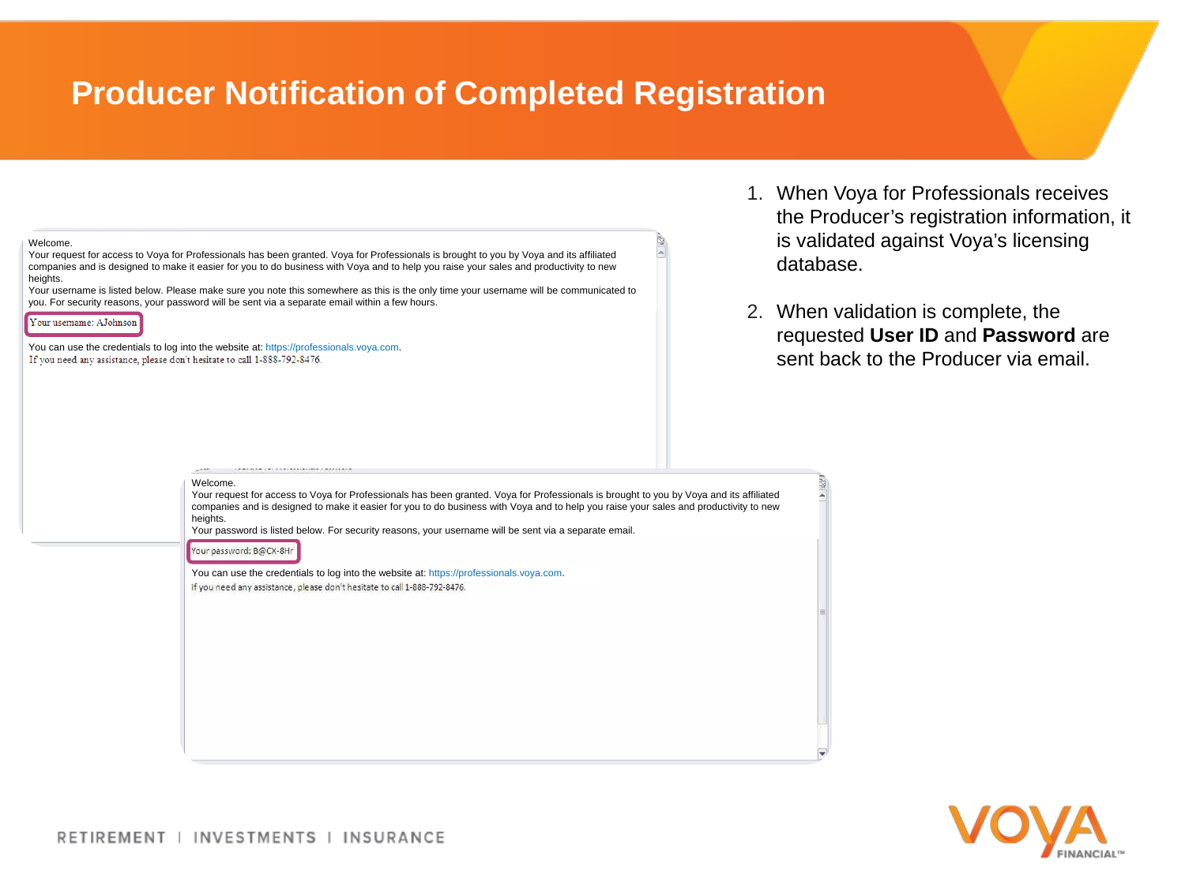# Producer Notification of Completed Registration

Welcome.
Your request for access to Voya for Professionals has been granted. Voya for Professionals is brought to you by Voya and its affiliated companies and is designed to make it easier for you to do business with Voya and to help you raise your sales and productivity to new heights.
Your username is listed below. Please make sure you note this somewhere as this is the only time your username will be communicated to you. For security reasons, your password will be sent via a separate email within a few hours.

Your username: AJohnson

You can use the credentials to log into the website at: https://professionals.voya.com.
If you need any assistance, please don't hesitate to call 1-888-792-8476.

Welcome.
Your request for access to Voya for Professionals has been granted. Voya for Professionals is brought to you by Voya and its affiliated companies and is designed to make it easier for you to do business with Voya and to help you raise your sales and productivity to new heights.
Your password is listed below. For security reasons, your username will be sent via a separate email.

Your password: B@CX-8Hr

You can use the credentials to log into the website at: https://professionals.voya.com.
If you need any assistance, please don't hesitate to call 1-888-792-8476.

1. When Voya for Professionals receives the Producer's registration information, it is validated against Voya's licensing database.
2. When validation is complete, the requested **User ID** and **Password** are sent back to the Producer via email.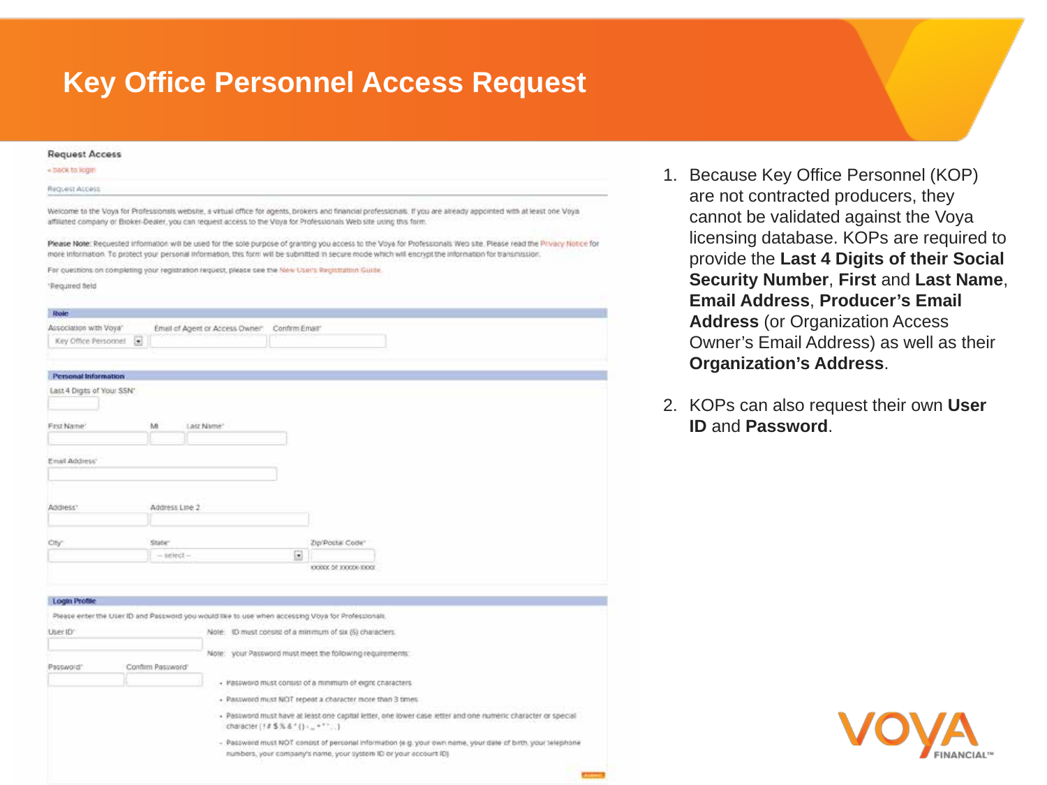# Key Office Personnel Access Request

## Request Access

« back to login

Request Access

Welcome to the Voya for Professionals website, a virtual office for agents, brokers and financial professionals. If you are already appointed with at least one Voya affiliated company or Broker-Dealer, you can request access to the Voya for Professionals Web site using this form.

**Please Note:** Requested information will be used for the sole purpose of granting you access to the Voya for Professionals Web site. Please read the Privacy Notice for more information. To protect your personal information, this form will be submitted in secure mode which will encrypt the information for transmission.

For questions on completing your registration request, please see the New User's Registration Guide.

*Required field

**Role**

Association with Voya* | Email of Agent or Access Owner* | Confirm Email*

Key Office Personnel

**Personal Information**

Last 4 Digits of Your SSN*

First Name* | MI | Last Name*

Email Address*

Address* | Address Line 2

City* | State* | Zip/Postal Code*

-- select --

xxxxx or xxxxx-xxxx

**Login Profile**

Please enter the User ID and Password you would like to use when accessing Voya for Professionals.

User ID*

Note: ID must consist of a minimum of six (6) characters.

Password* | Confirm Password*

Note: your Password must meet the following requirements:

- Password must consist of a minimum of eight characters
- Password must NOT repeat a character more than 3 times
- Password must have at least one capital letter, one lower case letter and one numeric character or special character (! # $ % & * ( ) - _ + " ' . )
- Password must NOT consist of personal information (e.g. your own name, your date of birth, your telephone numbers, your company's name, your system ID or your account ID)

Submit

1. Because Key Office Personnel (KOP) are not contracted producers, they cannot be validated against the Voya licensing database. KOPs are required to provide the **Last 4 Digits of their Social Security Number**, **First** and **Last Name**, **Email Address**, **Producer's Email Address** (or Organization Access Owner's Email Address) as well as their **Organization's Address**.

2. KOPs can also request their own **User ID** and **Password**.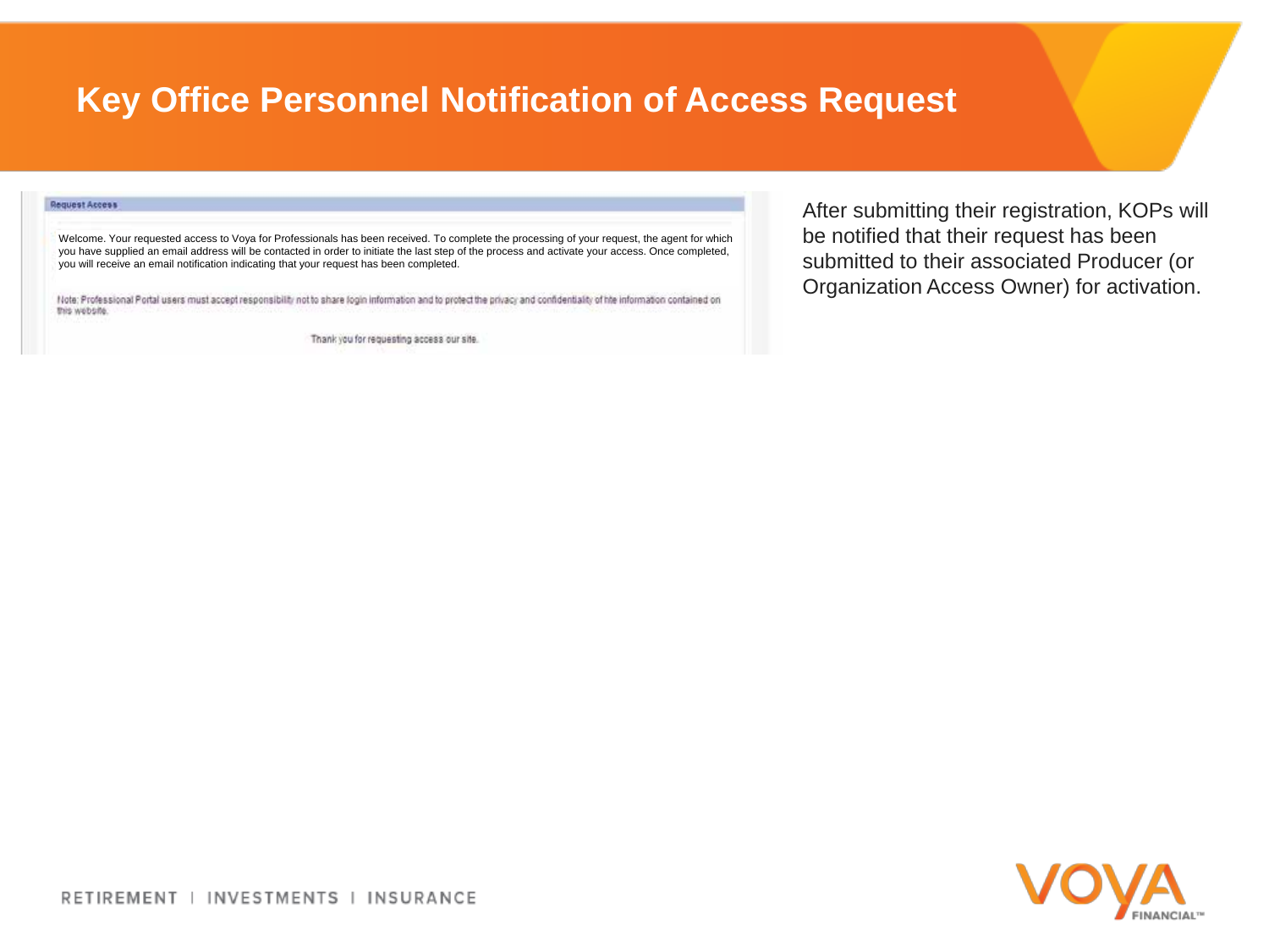# Key Office Personnel Notification of Access Request

**Request Access**

Welcome. Your requested access to Voya for Professionals has been received. To complete the processing of your request, the agent for which you have supplied an email address will be contacted in order to initiate the last step of the process and activate your access. Once completed, you will receive an email notification indicating that your request has been completed.

Note: Professional Portal users must accept responsibility not to share login information and to protect the privacy and confidentiality of hte information contained on this website.

Thank you for requesting access our site.

After submitting their registration, KOPs will be notified that their request has been submitted to their associated Producer (or Organization Access Owner) for activation.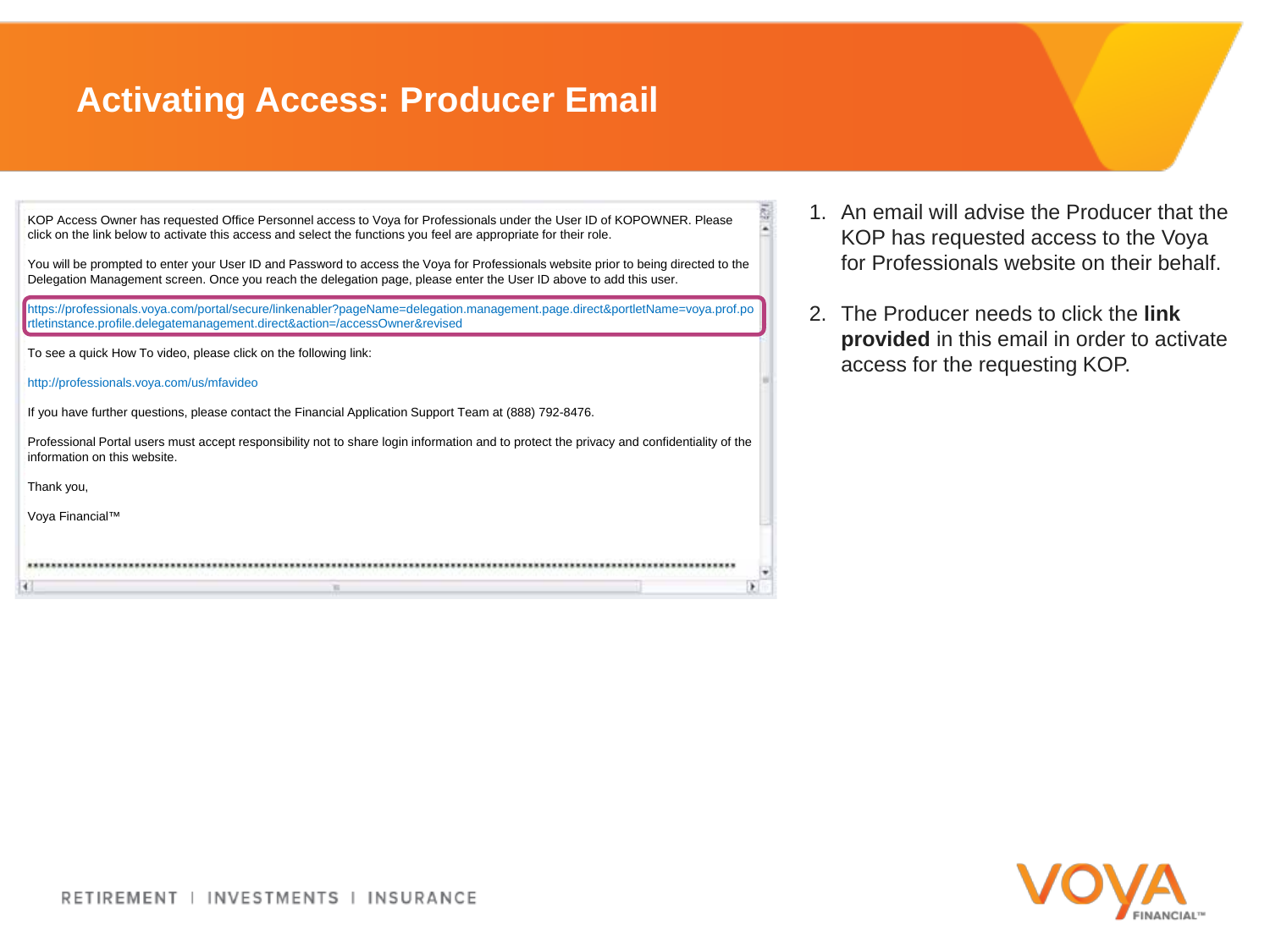# Activating Access: Producer Email

KOP Access Owner has requested Office Personnel access to Voya for Professionals under the User ID of KOPOWNER. Please click on the link below to activate this access and select the functions you feel are appropriate for their role.

You will be prompted to enter your User ID and Password to access the Voya for Professionals website prior to being directed to the Delegation Management screen. Once you reach the delegation page, please enter the User ID above to add this user.

https://professionals.voya.com/portal/secure/linkenabler?pageName=delegation.management.page.direct&portletName=voya.prof.portletinstance.profile.delegatemanagement.direct&action=/accessOwner&revised

To see a quick How To video, please click on the following link:

http://professionals.voya.com/us/mfavideo

If you have further questions, please contact the Financial Application Support Team at (888) 792-8476.

Professional Portal users must accept responsibility not to share login information and to protect the privacy and confidentiality of the information on this website.

Thank you,

Voya Financial™

1. An email will advise the Producer that the KOP has requested access to the Voya for Professionals website on their behalf.
2. The Producer needs to click the **link provided** in this email in order to activate access for the requesting KOP.

RETIREMENT | INVESTMENTS | INSURANCE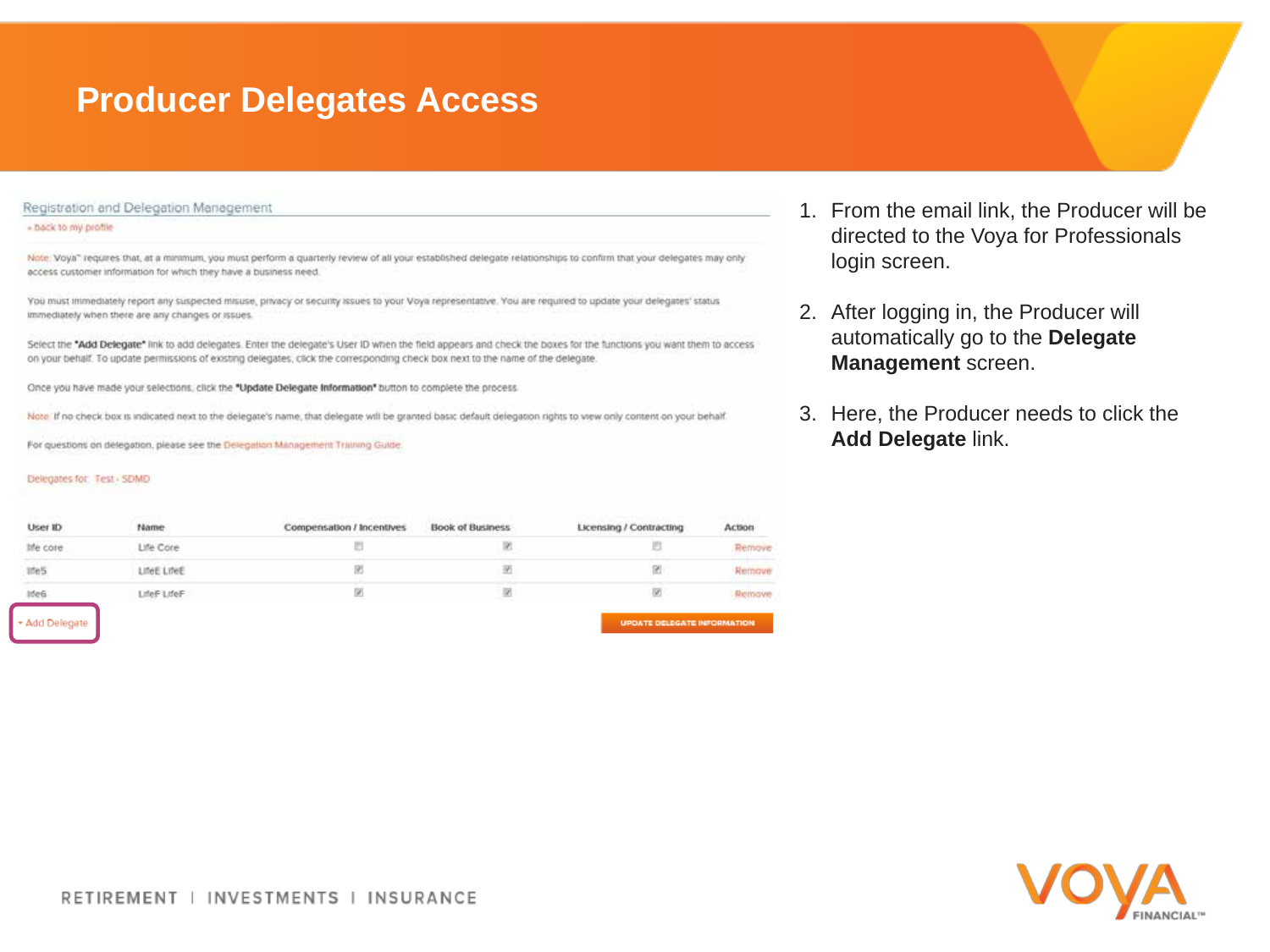# Producer Delegates Access

## Registration and Delegation Management

« back to my profile

Note: Voya™ requires that, at a minimum, you must perform a quarterly review of all your established delegate relationships to confirm that your delegates may only access customer information for which they have a business need.

You must immediately report any suspected misuse, privacy or security issues to your Voya representative. You are required to update your delegates' status immediately when there are any changes or issues.

Select the **"Add Delegate"** link to add delegates. Enter the delegate's User ID when the field appears and check the boxes for the functions you want them to access on your behalf. To update permissions of existing delegates, click the corresponding check box next to the name of the delegate.

Once you have made your selections, click the **"Update Delegate Information"** button to complete the process.

Note: If no check box is indicated next to the delegate's name, that delegate will be granted basic default delegation rights to view only content on your behalf.

For questions on delegation, please see the Delegation Management Training Guide.

Delegates for: Test - SDMD

| User ID | Name | Compensation / Incentives | Book of Business | Licensing / Contracting | Action |
|---|---|---|---|---|---|
| life core | Life Core | ☐ | ☑ | ☐ | Remove |
| life5 | LifeE LifeE | ☑ | ☑ | ☑ | Remove |
| life6 | LifeF LifeF | ☑ | ☑ | ☑ | Remove |

+ Add Delegate

UPDATE DELEGATE INFORMATION

1. From the email link, the Producer will be directed to the Voya for Professionals login screen.
2. After logging in, the Producer will automatically go to the **Delegate Management** screen.
3. Here, the Producer needs to click the **Add Delegate** link.

RETIREMENT | INVESTMENTS | INSURANCE

VOYA FINANCIAL™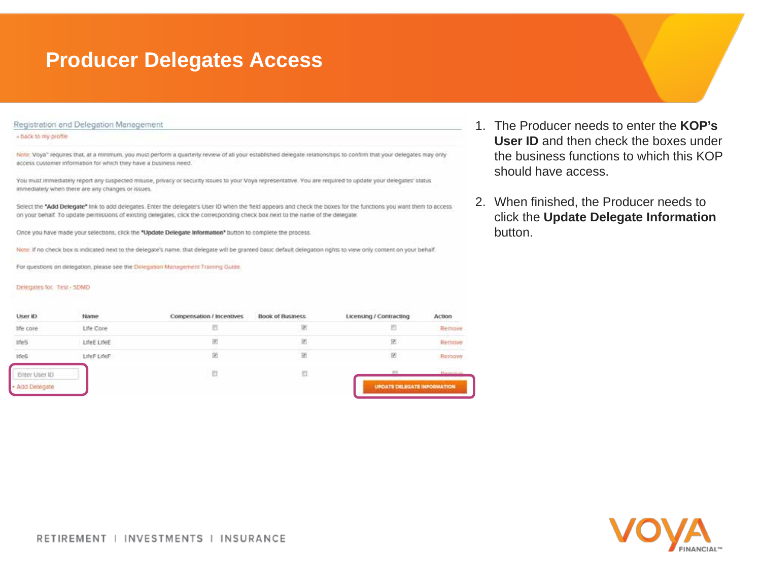# Producer Delegates Access

Registration and Delegation Management

‹ back to my profile

Note: Voya™ requires that, at a minimum, you must perform a quarterly review of all your established delegate relationships to confirm that your delegates may only access customer information for which they have a business need.

You must immediately report any suspected misuse, privacy or security issues to your Voya representative. You are required to update your delegates' status immediately when there are any changes or issues.

Select the **"Add Delegate"** link to add delegates. Enter the delegate's User ID when the field appears and check the boxes for the functions you want them to access on your behalf. To update permissions of existing delegates, click the corresponding check box next to the name of the delegate.

Once you have made your selections, click the **"Update Delegate Information"** button to complete the process.

Note: If no check box is indicated next to the delegate's name, that delegate will be granted basic default delegation rights to view only content on your behalf.

For questions on delegation, please see the Delegation Management Training Guide.

Delegates for: Test - SDMD

| User ID | Name | Compensation / Incentives | Book of Business | Licensing / Contracting | Action |
|---|---|---|---|---|---|
| life core | Life Core | ☐ | ☑ | ☐ | Remove |
| life5 | LifeE LifeE | ☑ | ☑ | ☑ | Remove |
| life6 | LifeF LifeF | ☑ | ☑ | ☑ | Remove |
| Enter User ID | | ☐ | ☐ | ☐ | Remove |

+ Add Delegate

UPDATE DELEGATE INFORMATION

1. The Producer needs to enter the **KOP's User ID** and then check the boxes under the business functions to which this KOP should have access.
2. When finished, the Producer needs to click the **Update Delegate Information** button.

RETIREMENT | INVESTMENTS | INSURANCE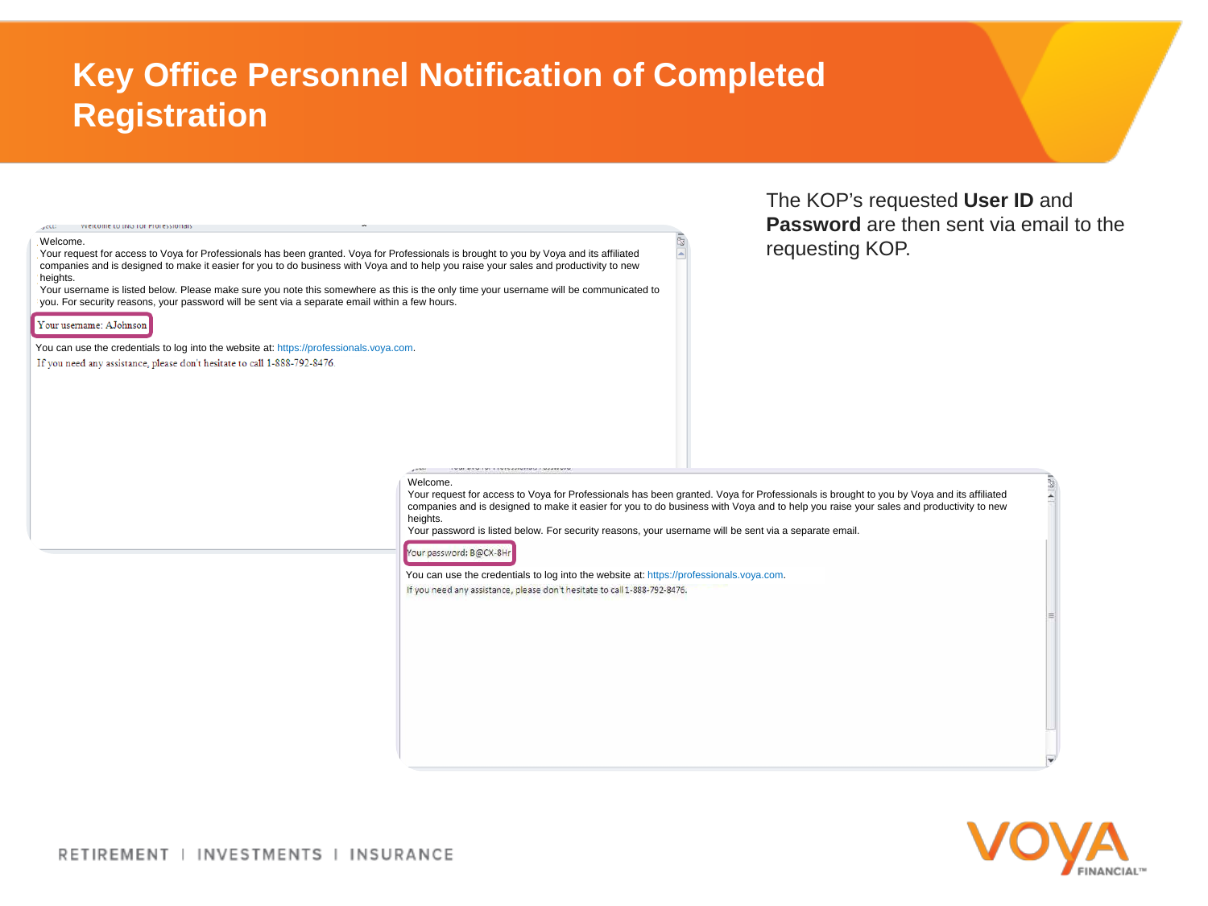# Key Office Personnel Notification of Completed Registration

The KOP's requested **User ID** and **Password** are then sent via email to the requesting KOP.

Welcome.
Your request for access to Voya for Professionals has been granted. Voya for Professionals is brought to you by Voya and its affiliated companies and is designed to make it easier for you to do business with Voya and to help you raise your sales and productivity to new heights.
Your username is listed below. Please make sure you note this somewhere as this is the only time your username will be communicated to you. For security reasons, your password will be sent via a separate email within a few hours.

Your username: AJohnson

You can use the credentials to log into the website at: https://professionals.voya.com.
If you need any assistance, please don't hesitate to call 1-888-792-8476.

Welcome.
Your request for access to Voya for Professionals has been granted. Voya for Professionals is brought to you by Voya and its affiliated companies and is designed to make it easier for you to do business with Voya and to help you raise your sales and productivity to new heights.
Your password is listed below. For security reasons, your username will be sent via a separate email.

Your password: B@CX-8Hr

You can use the credentials to log into the website at: https://professionals.voya.com.
If you need any assistance, please don't hesitate to call 1-888-792-8476.

RETIREMENT | INVESTMENTS | INSURANCE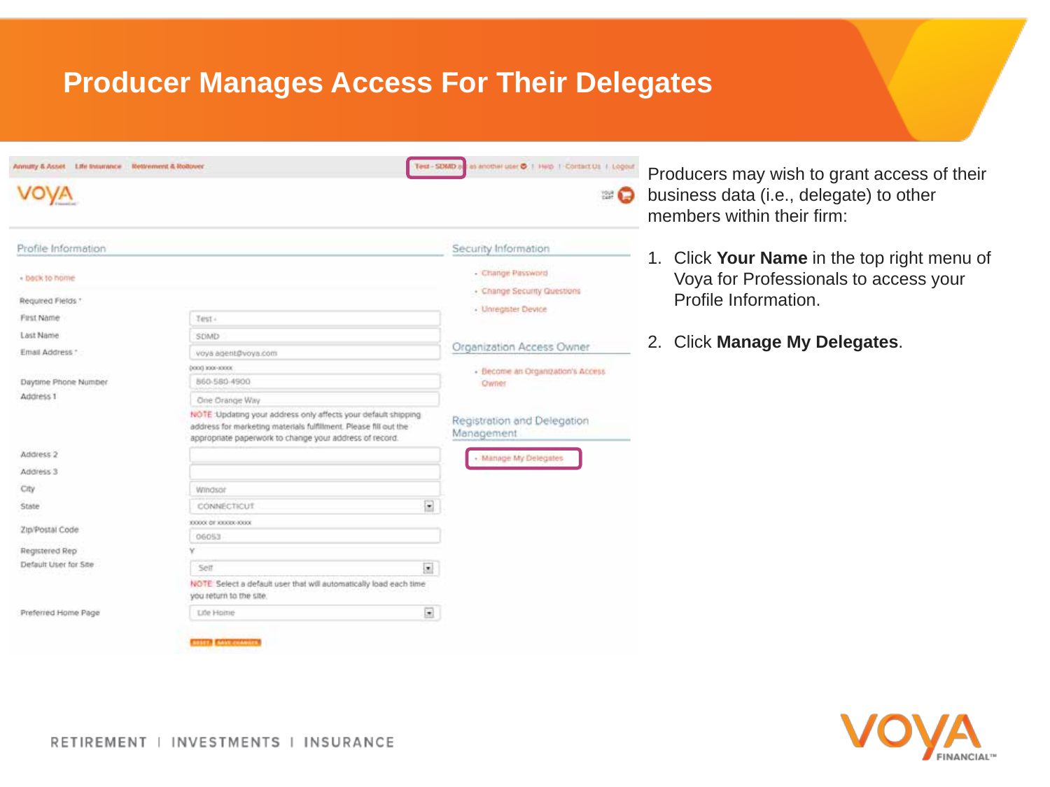# Producer Manages Access For Their Delegates

Producers may wish to grant access of their business data (i.e., delegate) to other members within their firm:

1. Click **Your Name** in the top right menu of Voya for Professionals to access your Profile Information.
2. Click **Manage My Delegates**.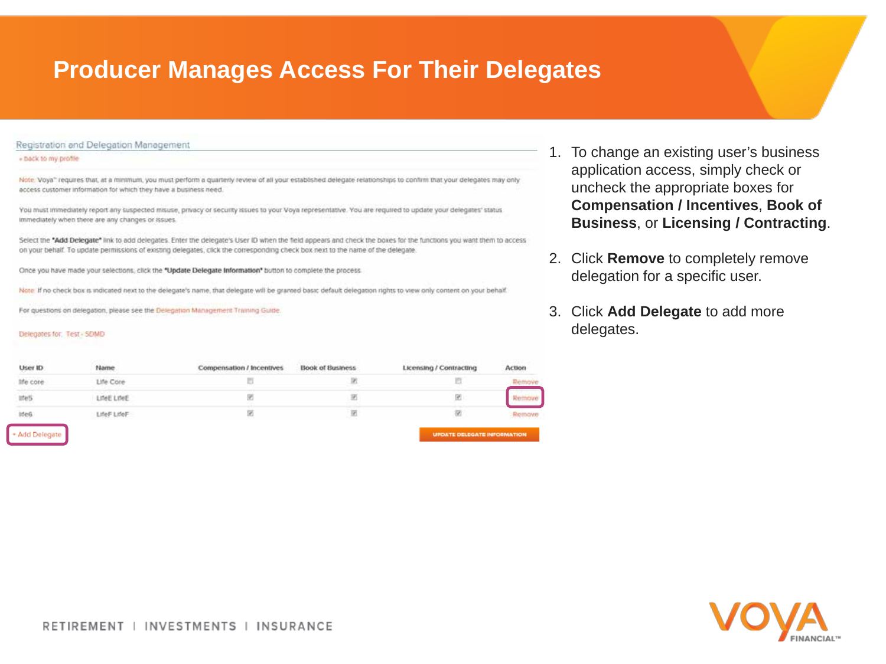# Producer Manages Access For Their Delegates

Registration and Delegation Management

« back to my profile

Note: Voya™ requires that, at a minimum, you must perform a quarterly review of all your established delegate relationships to confirm that your delegates may only access customer information for which they have a business need.

You must immediately report any suspected misuse, privacy or security issues to your Voya representative. You are required to update your delegates' status immediately when there are any changes or issues.

Select the **"Add Delegate"** link to add delegates. Enter the delegate's User ID when the field appears and check the boxes for the functions you want them to access on your behalf. To update permissions of existing delegates, click the corresponding check box next to the name of the delegate.

Once you have made your selections, click the **"Update Delegate Information"** button to complete the process.

Note: If no check box is indicated next to the delegate's name, that delegate will be granted basic default delegation rights to view only content on your behalf.

For questions on delegation, please see the Delegation Management Training Guide

Delegates for: Test - SDMD

| User ID | Name | Compensation / Incentives | Book of Business | Licensing / Contracting | Action |
|---|---|---|---|---|---|
| life core | Life Core | ☐ | ☑ | ☐ | Remove |
| life5 | LifeE LifeE | ☑ | ☑ | ☑ | Remove |
| life6 | LifeF LifeF | ☑ | ☑ | ☑ | Remove |

+ Add Delegate

UPDATE DELEGATE INFORMATION

1. To change an existing user's business application access, simply check or uncheck the appropriate boxes for **Compensation / Incentives**, **Book of Business**, or **Licensing / Contracting**.
2. Click **Remove** to completely remove delegation for a specific user.
3. Click **Add Delegate** to add more delegates.

RETIREMENT | INVESTMENTS | INSURANCE

VOYA FINANCIAL™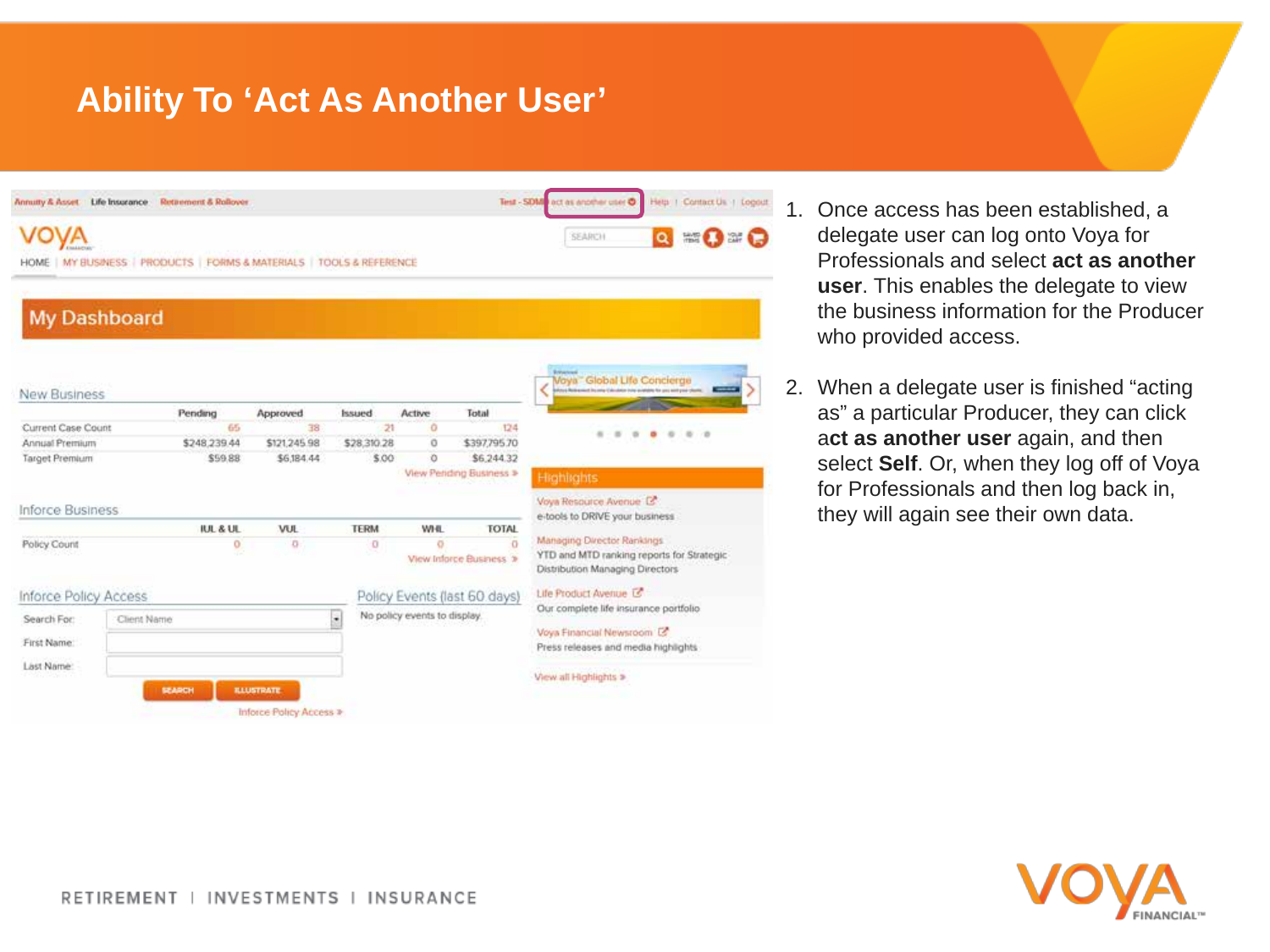# Ability To 'Act As Another User'

Annuity & Asset | Life Insurance | Retirement & Rollover | Test - SDM | act as another user | Help | Contact Us | Logout

VOYA

HOME | MY BUSINESS | PRODUCTS | FORMS & MATERIALS | TOOLS & REFERENCE

## My Dashboard

### New Business

| | Pending | Approved | Issued | Active | Total |
|---|---|---|---|---|---|
| Current Case Count | 65 | 38 | 21 | 0 | 124 |
| Annual Premium | $248,239.44 | $121,245.98 | $28,310.28 | 0 | $397,795.70 |
| Target Premium | $59.88 | $6,184.44 | $.00 | 0 | $6,244.32 |

View Pending Business »

### Inforce Business

| | IUL & UL | VUL | TERM | WHL | TOTAL |
|---|---|---|---|---|---|
| Policy Count | 0 | 0 | 0 | 0 | 0 |

View Inforce Business »

### Inforce Policy Access

Search For: Client Name

First Name:

Last Name:

SEARCH | ILLUSTRATE

Inforce Policy Access »

### Policy Events (last 60 days)

No policy events to display.

Voya Global Life Concierge

### Highlights

Voya Resource Avenue
e-tools to DRIVE your business

Managing Director Rankings
YTD and MTD ranking reports for Strategic Distribution Managing Directors

Life Product Avenue
Our complete life insurance portfolio

Voya Financial Newsroom
Press releases and media highlights

View all Highlights »

1. Once access has been established, a delegate user can log onto Voya for Professionals and select **act as another user**. This enables the delegate to view the business information for the Producer who provided access.

2. When a delegate user is finished "acting as" a particular Producer, they can click **act as another user** again, and then select **Self**. Or, when they log off of Voya for Professionals and then log back in, they will again see their own data.

RETIREMENT | INVESTMENTS | INSURANCE

VOYA FINANCIAL™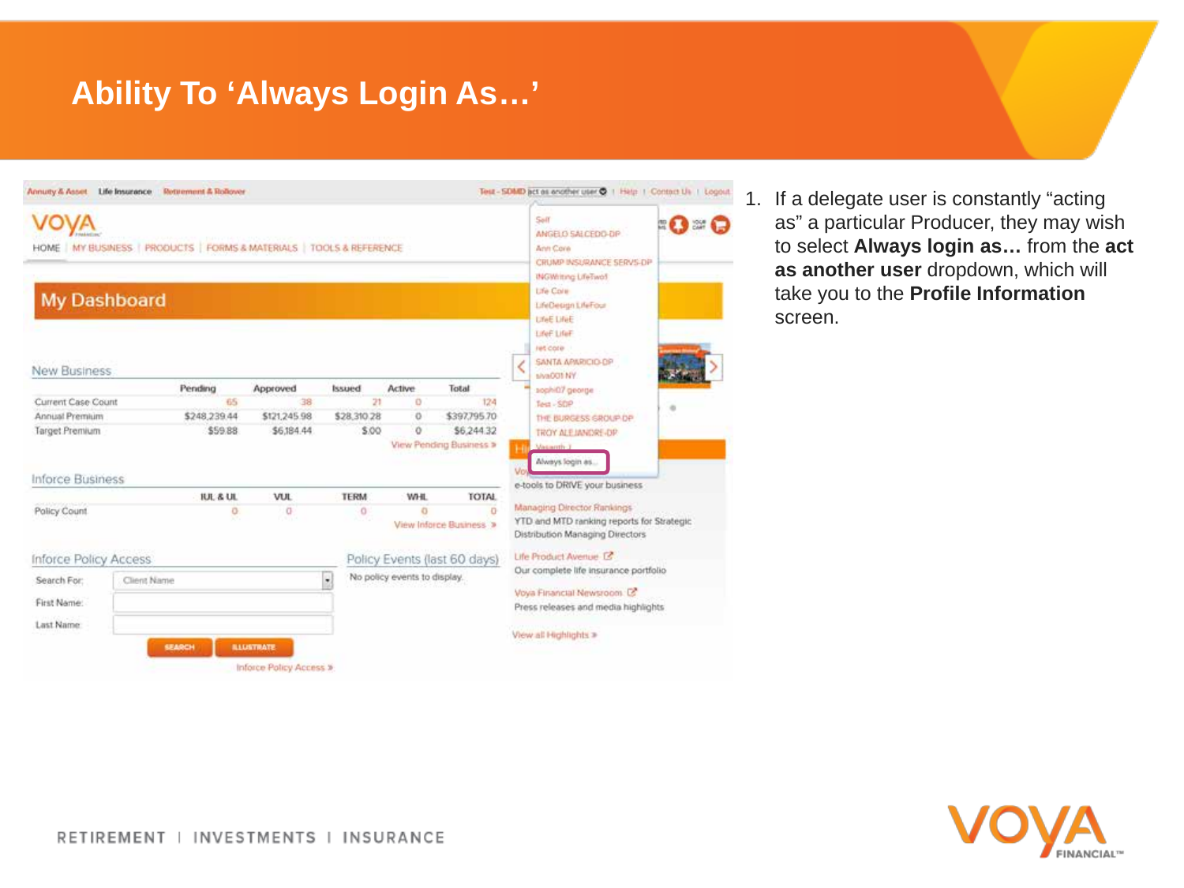# Ability To 'Always Login As…'

1. If a delegate user is constantly "acting as" a particular Producer, they may wish to select **Always login as…** from the **act as another user** dropdown, which will take you to the **Profile Information** screen.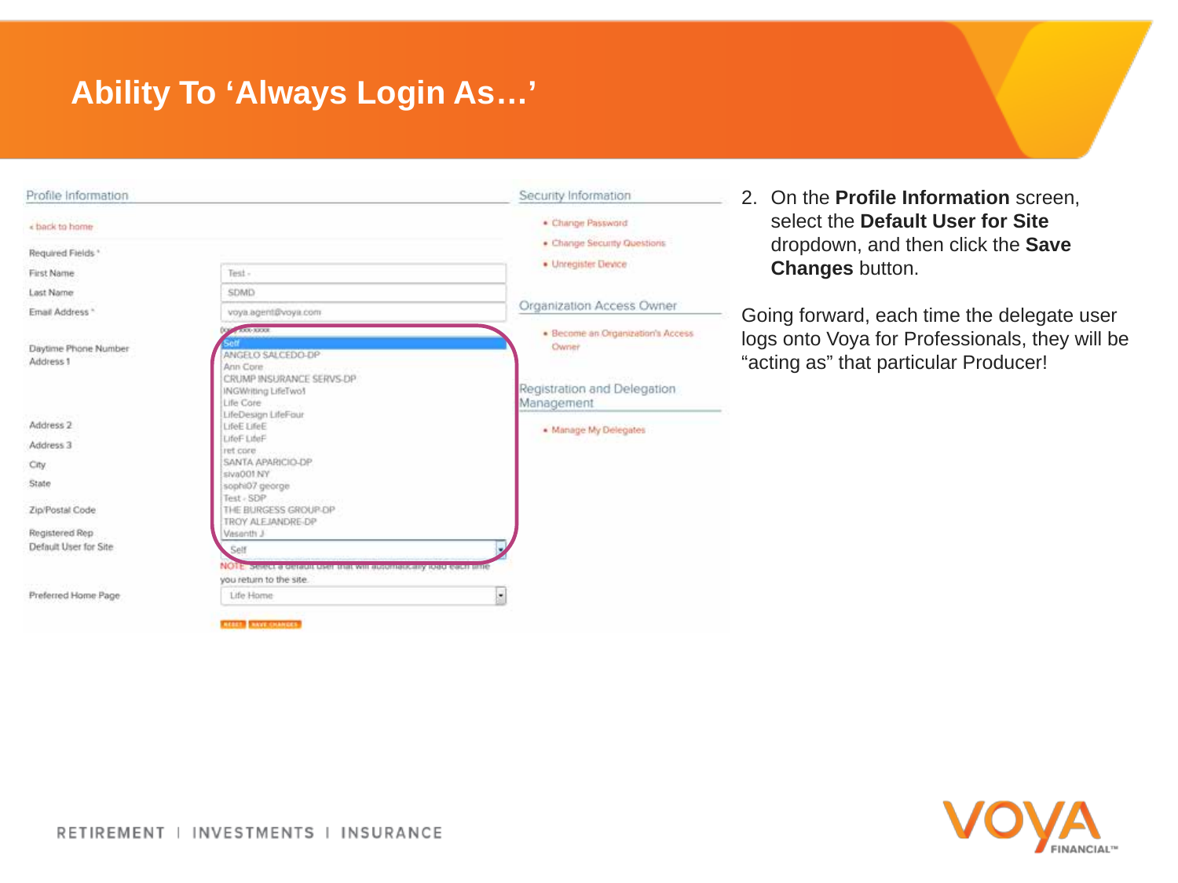# Ability To 'Always Login As…'

Profile Information

‹ back to home

Required Fields *

First Name: Test -

Last Name: SDMD

Email Address *: voya.agent@voya.com

Daytime Phone Number

Address 1

Address 2

Address 3

City

State

Zip/Postal Code

Registered Rep

Default User for Site: Self

- Self
- ANGELO SALCEDO-DP
- Ann Core
- CRUMP INSURANCE SERVS-DP
- INGWriting LifeTwo1
- Life Core
- LifeDesign LifeFour
- LifeE LifeE
- LifeF LifeF
- ret core
- SANTA APARICIO-DP
- siva001 NY
- sophi07 george
- Test - SDP
- THE BURGESS GROUP-DP
- TROY ALEJANDRE-DP
- Vasanth J

NOTE: Select a default user that will automatically load each time you return to the site.

Preferred Home Page: Life Home

RESET | SAVE CHANGES

Security Information

- Change Password
- Change Security Questions
- Unregister Device

Organization Access Owner

- Become an Organization's Access Owner

Registration and Delegation Management

- Manage My Delegates

2. On the **Profile Information** screen, select the **Default User for Site** dropdown, and then click the **Save Changes** button.

Going forward, each time the delegate user logs onto Voya for Professionals, they will be "acting as" that particular Producer!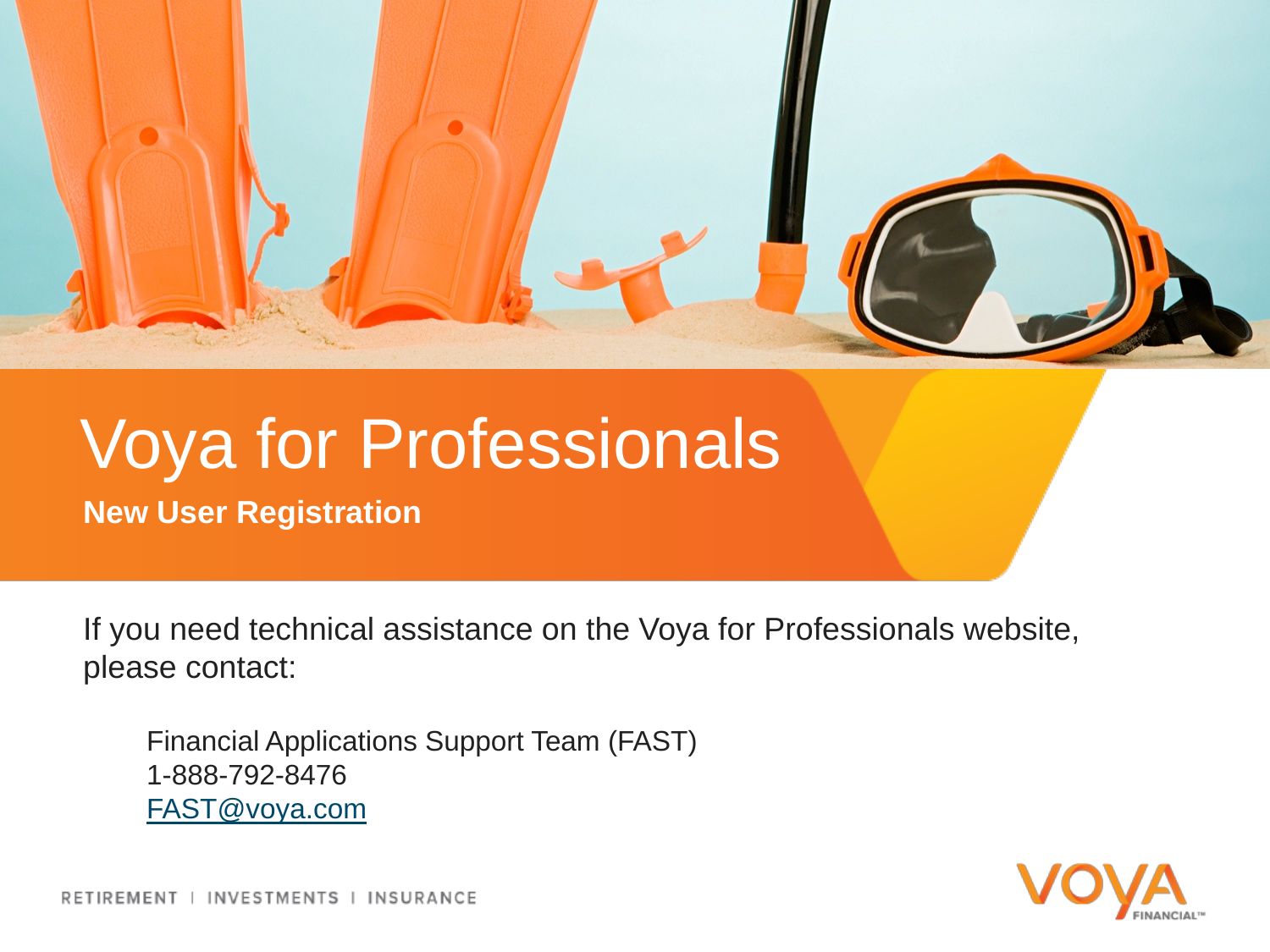# Voya for Professionals

**New User Registration**

If you need technical assistance on the Voya for Professionals website, please contact:

Financial Applications Support Team (FAST)
1-888-792-8476
FAST@voya.com

RETIREMENT | INVESTMENTS | INSURANCE